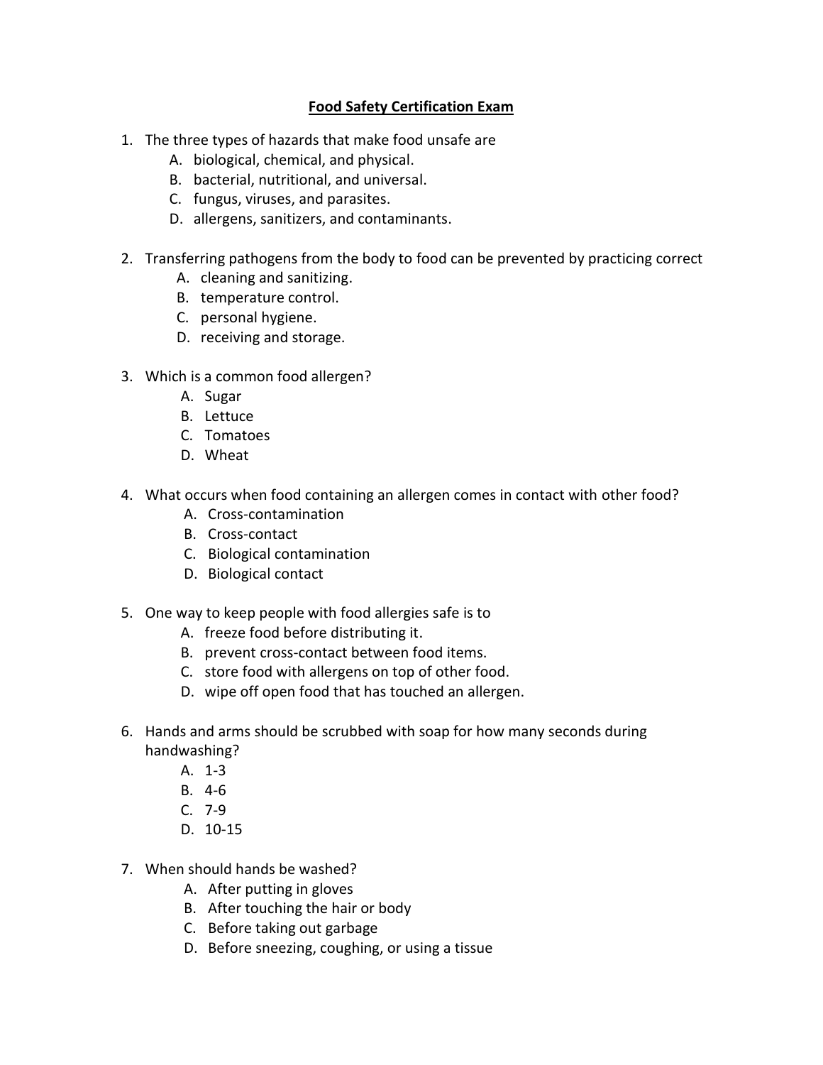# Food Safety Certification Exam

1. The three types of hazards that make food unsafe are
   - A. biological, chemical, and physical.
   - B. bacterial, nutritional, and universal.
   - C. fungus, viruses, and parasites.
   - D. allergens, sanitizers, and contaminants.

2. Transferring pathogens from the body to food can be prevented by practicing correct
   - A. cleaning and sanitizing.
   - B. temperature control.
   - C. personal hygiene.
   - D. receiving and storage.

3. Which is a common food allergen?
   - A. Sugar
   - B. Lettuce
   - C. Tomatoes
   - D. Wheat

4. What occurs when food containing an allergen comes in contact with other food?
   - A. Cross-contamination
   - B. Cross-contact
   - C. Biological contamination
   - D. Biological contact

5. One way to keep people with food allergies safe is to
   - A. freeze food before distributing it.
   - B. prevent cross-contact between food items.
   - C. store food with allergens on top of other food.
   - D. wipe off open food that has touched an allergen.

6. Hands and arms should be scrubbed with soap for how many seconds during handwashing?
   - A. 1-3
   - B. 4-6
   - C. 7-9
   - D. 10-15

7. When should hands be washed?
   - A. After putting in gloves
   - B. After touching the hair or body
   - C. Before taking out garbage
   - D. Before sneezing, coughing, or using a tissue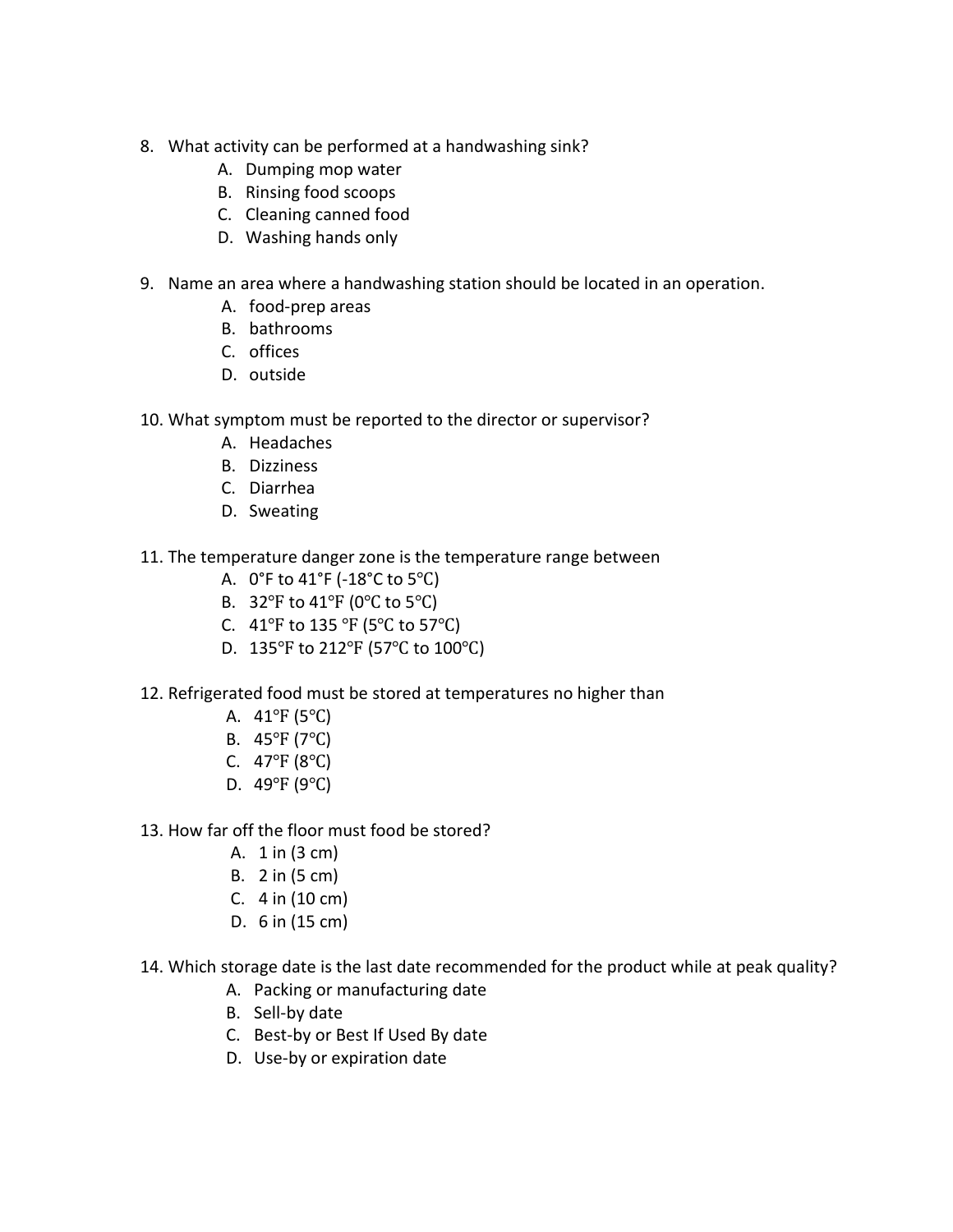8. What activity can be performed at a handwashing sink?
   A. Dumping mop water
   B. Rinsing food scoops
   C. Cleaning canned food
   D. Washing hands only

9. Name an area where a handwashing station should be located in an operation.
   A. food-prep areas
   B. bathrooms
   C. offices
   D. outside

10. What symptom must be reported to the director or supervisor?
    A. Headaches
    B. Dizziness
    C. Diarrhea
    D. Sweating

11. The temperature danger zone is the temperature range between
    A. 0°F to 41°F (-18°C to 5°C)
    B. 32°F to 41°F (0°C to 5°C)
    C. 41°F to 135 °F (5°C to 57°C)
    D. 135°F to 212°F (57°C to 100°C)

12. Refrigerated food must be stored at temperatures no higher than
    A. 41°F (5°C)
    B. 45°F (7°C)
    C. 47°F (8°C)
    D. 49°F (9°C)

13. How far off the floor must food be stored?
    A. 1 in (3 cm)
    B. 2 in (5 cm)
    C. 4 in (10 cm)
    D. 6 in (15 cm)

14. Which storage date is the last date recommended for the product while at peak quality?
    A. Packing or manufacturing date
    B. Sell-by date
    C. Best-by or Best If Used By date
    D. Use-by or expiration date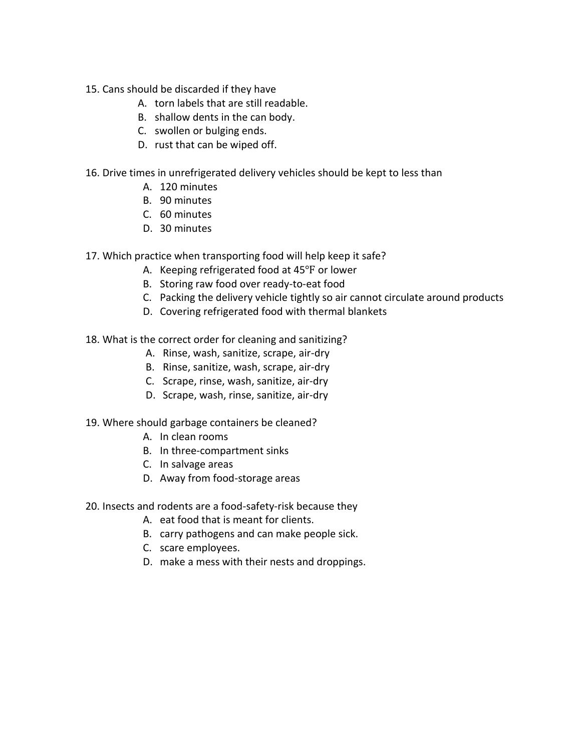15. Cans should be discarded if they have
    A. torn labels that are still readable.
    B. shallow dents in the can body.
    C. swollen or bulging ends.
    D. rust that can be wiped off.

16. Drive times in unrefrigerated delivery vehicles should be kept to less than
    A. 120 minutes
    B. 90 minutes
    C. 60 minutes
    D. 30 minutes

17. Which practice when transporting food will help keep it safe?
    A. Keeping refrigerated food at 45°F or lower
    B. Storing raw food over ready-to-eat food
    C. Packing the delivery vehicle tightly so air cannot circulate around products
    D. Covering refrigerated food with thermal blankets

18. What is the correct order for cleaning and sanitizing?
    A. Rinse, wash, sanitize, scrape, air-dry
    B. Rinse, sanitize, wash, scrape, air-dry
    C. Scrape, rinse, wash, sanitize, air-dry
    D. Scrape, wash, rinse, sanitize, air-dry

19. Where should garbage containers be cleaned?
    A. In clean rooms
    B. In three-compartment sinks
    C. In salvage areas
    D. Away from food-storage areas

20. Insects and rodents are a food-safety-risk because they
    A. eat food that is meant for clients.
    B. carry pathogens and can make people sick.
    C. scare employees.
    D. make a mess with their nests and droppings.